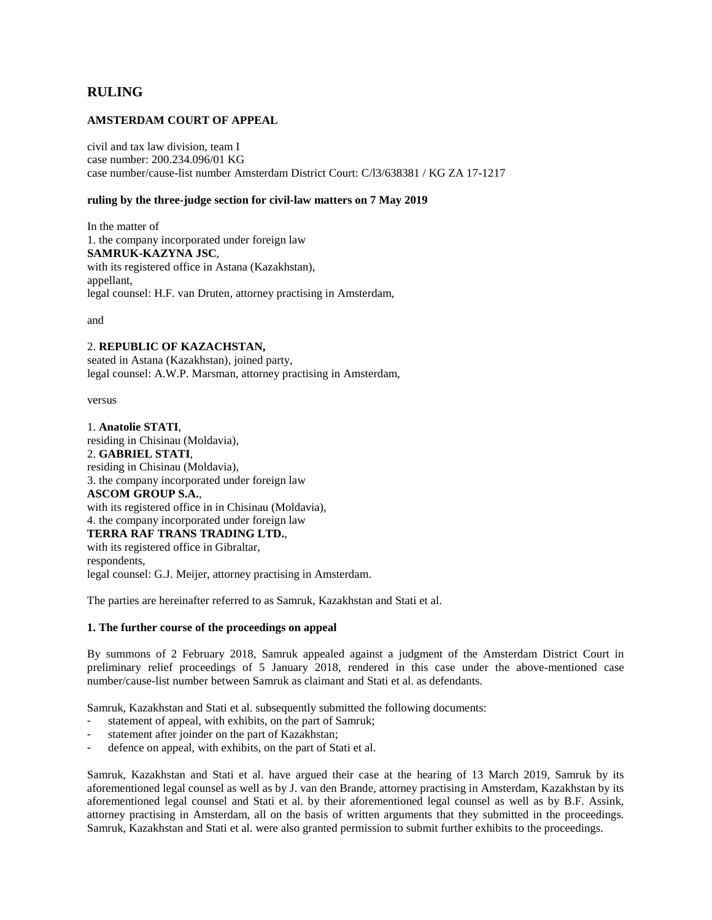# RULING

**AMSTERDAM COURT OF APPEAL**

civil and tax law division, team I
case number: 200.234.096/01 KG
case number/cause-list number Amsterdam District Court: C/l3/638381 / KG ZA 17-1217

**ruling by the three-judge section for civil-law matters on 7 May 2019**

In the matter of
1. the company incorporated under foreign law
**SAMRUK-KAZYNA JSC**,
with its registered office in Astana (Kazakhstan),
appellant,
legal counsel: H.F. van Druten, attorney practising in Amsterdam,

and

2. **REPUBLIC OF KAZACHSTAN,**
seated in Astana (Kazakhstan), joined party,
legal counsel: A.W.P. Marsman, attorney practising in Amsterdam,

versus

1. **Anatolie STATI**,
residing in Chisinau (Moldavia),
2. **GABRIEL STATI**,
residing in Chisinau (Moldavia),
3. the company incorporated under foreign law
**ASCOM GROUP S.A.**,
with its registered office in in Chisinau (Moldavia),
4. the company incorporated under foreign law
**TERRA RAF TRANS TRADING LTD.**,
with its registered office in Gibraltar,
respondents,
legal counsel: G.J. Meijer, attorney practising in Amsterdam.

The parties are hereinafter referred to as Samruk, Kazakhstan and Stati et al.

**1. The further course of the proceedings on appeal**

By summons of 2 February 2018, Samruk appealed against a judgment of the Amsterdam District Court in preliminary relief proceedings of 5 January 2018, rendered in this case under the above-mentioned case number/cause-list number between Samruk as claimant and Stati et al. as defendants.

Samruk, Kazakhstan and Stati et al. subsequently submitted the following documents:
- statement of appeal, with exhibits, on the part of Samruk;
- statement after joinder on the part of Kazakhstan;
- defence on appeal, with exhibits, on the part of Stati et al.

Samruk, Kazakhstan and Stati et al. have argued their case at the hearing of 13 March 2019, Samruk by its aforementioned legal counsel as well as by J. van den Brande, attorney practising in Amsterdam, Kazakhstan by its aforementioned legal counsel and Stati et al. by their aforementioned legal counsel as well as by B.F. Assink, attorney practising in Amsterdam, all on the basis of written arguments that they submitted in the proceedings. Samruk, Kazakhstan and Stati et al. were also granted permission to submit further exhibits to the proceedings.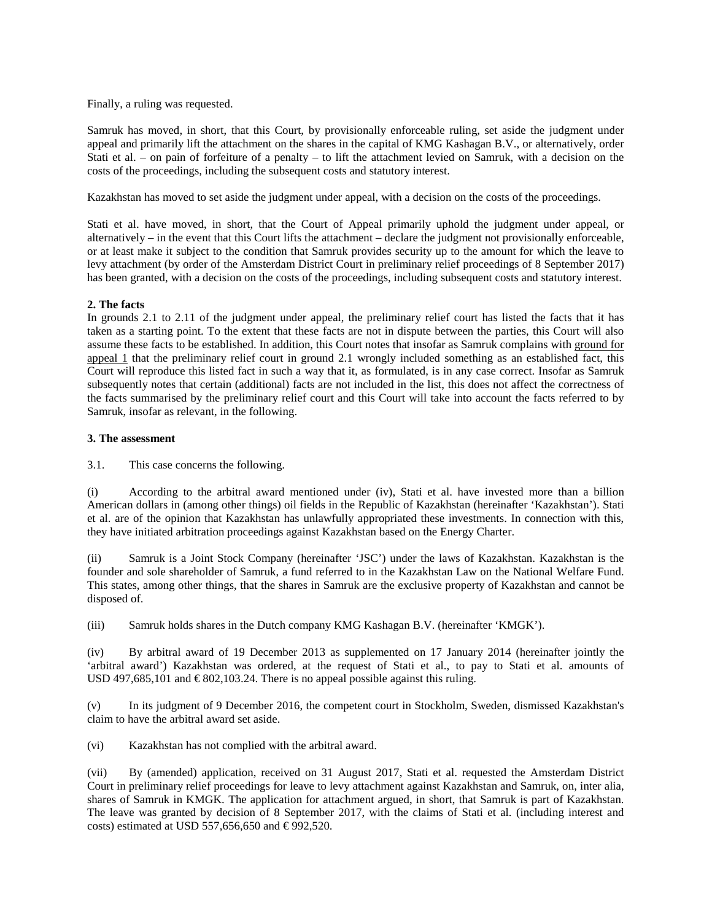Finally, a ruling was requested.

Samruk has moved, in short, that this Court, by provisionally enforceable ruling, set aside the judgment under appeal and primarily lift the attachment on the shares in the capital of KMG Kashagan B.V., or alternatively, order Stati et al. – on pain of forfeiture of a penalty – to lift the attachment levied on Samruk, with a decision on the costs of the proceedings, including the subsequent costs and statutory interest.

Kazakhstan has moved to set aside the judgment under appeal, with a decision on the costs of the proceedings.

Stati et al. have moved, in short, that the Court of Appeal primarily uphold the judgment under appeal, or alternatively – in the event that this Court lifts the attachment – declare the judgment not provisionally enforceable, or at least make it subject to the condition that Samruk provides security up to the amount for which the leave to levy attachment (by order of the Amsterdam District Court in preliminary relief proceedings of 8 September 2017) has been granted, with a decision on the costs of the proceedings, including subsequent costs and statutory interest.

**2. The facts**

In grounds 2.1 to 2.11 of the judgment under appeal, the preliminary relief court has listed the facts that it has taken as a starting point. To the extent that these facts are not in dispute between the parties, this Court will also assume these facts to be established. In addition, this Court notes that insofar as Samruk complains with ground for appeal 1 that the preliminary relief court in ground 2.1 wrongly included something as an established fact, this Court will reproduce this listed fact in such a way that it, as formulated, is in any case correct. Insofar as Samruk subsequently notes that certain (additional) facts are not included in the list, this does not affect the correctness of the facts summarised by the preliminary relief court and this Court will take into account the facts referred to by Samruk, insofar as relevant, in the following.

**3. The assessment**

3.1. This case concerns the following.

(i) According to the arbitral award mentioned under (iv), Stati et al. have invested more than a billion American dollars in (among other things) oil fields in the Republic of Kazakhstan (hereinafter 'Kazakhstan'). Stati et al. are of the opinion that Kazakhstan has unlawfully appropriated these investments. In connection with this, they have initiated arbitration proceedings against Kazakhstan based on the Energy Charter.

(ii) Samruk is a Joint Stock Company (hereinafter 'JSC') under the laws of Kazakhstan. Kazakhstan is the founder and sole shareholder of Samruk, a fund referred to in the Kazakhstan Law on the National Welfare Fund. This states, among other things, that the shares in Samruk are the exclusive property of Kazakhstan and cannot be disposed of.

(iii) Samruk holds shares in the Dutch company KMG Kashagan B.V. (hereinafter 'KMGK').

(iv) By arbitral award of 19 December 2013 as supplemented on 17 January 2014 (hereinafter jointly the 'arbitral award') Kazakhstan was ordered, at the request of Stati et al., to pay to Stati et al. amounts of USD 497,685,101 and € 802,103.24. There is no appeal possible against this ruling.

(v) In its judgment of 9 December 2016, the competent court in Stockholm, Sweden, dismissed Kazakhstan's claim to have the arbitral award set aside.

(vi) Kazakhstan has not complied with the arbitral award.

(vii) By (amended) application, received on 31 August 2017, Stati et al. requested the Amsterdam District Court in preliminary relief proceedings for leave to levy attachment against Kazakhstan and Samruk, on, inter alia, shares of Samruk in KMGK. The application for attachment argued, in short, that Samruk is part of Kazakhstan. The leave was granted by decision of 8 September 2017, with the claims of Stati et al. (including interest and costs) estimated at USD 557,656,650 and € 992,520.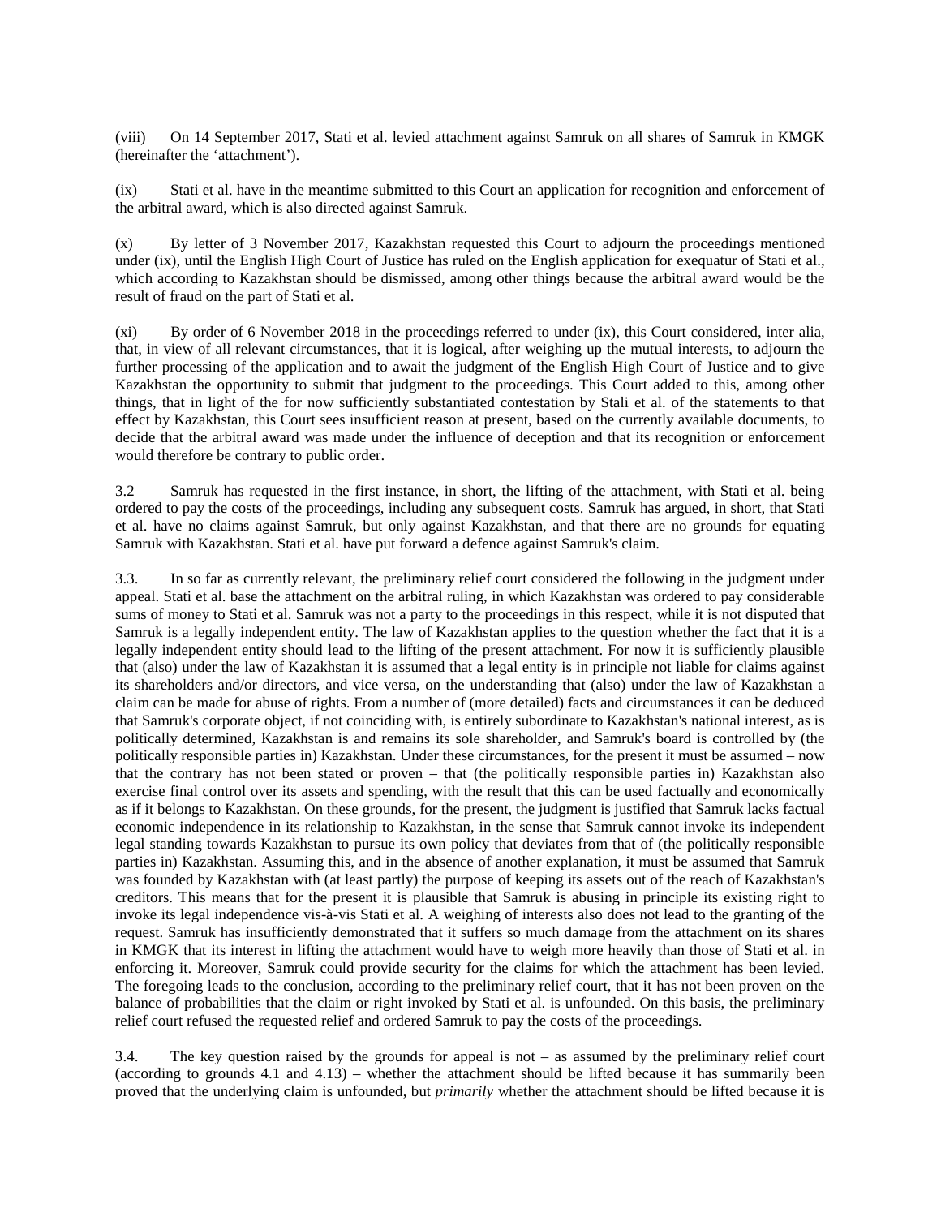(viii) On 14 September 2017, Stati et al. levied attachment against Samruk on all shares of Samruk in KMGK (hereinafter the 'attachment').

(ix) Stati et al. have in the meantime submitted to this Court an application for recognition and enforcement of the arbitral award, which is also directed against Samruk.

(x) By letter of 3 November 2017, Kazakhstan requested this Court to adjourn the proceedings mentioned under (ix), until the English High Court of Justice has ruled on the English application for exequatur of Stati et al., which according to Kazakhstan should be dismissed, among other things because the arbitral award would be the result of fraud on the part of Stati et al.

(xi) By order of 6 November 2018 in the proceedings referred to under (ix), this Court considered, inter alia, that, in view of all relevant circumstances, that it is logical, after weighing up the mutual interests, to adjourn the further processing of the application and to await the judgment of the English High Court of Justice and to give Kazakhstan the opportunity to submit that judgment to the proceedings. This Court added to this, among other things, that in light of the for now sufficiently substantiated contestation by Stali et al. of the statements to that effect by Kazakhstan, this Court sees insufficient reason at present, based on the currently available documents, to decide that the arbitral award was made under the influence of deception and that its recognition or enforcement would therefore be contrary to public order.

3.2 Samruk has requested in the first instance, in short, the lifting of the attachment, with Stati et al. being ordered to pay the costs of the proceedings, including any subsequent costs. Samruk has argued, in short, that Stati et al. have no claims against Samruk, but only against Kazakhstan, and that there are no grounds for equating Samruk with Kazakhstan. Stati et al. have put forward a defence against Samruk's claim.

3.3. In so far as currently relevant, the preliminary relief court considered the following in the judgment under appeal. Stati et al. base the attachment on the arbitral ruling, in which Kazakhstan was ordered to pay considerable sums of money to Stati et al. Samruk was not a party to the proceedings in this respect, while it is not disputed that Samruk is a legally independent entity. The law of Kazakhstan applies to the question whether the fact that it is a legally independent entity should lead to the lifting of the present attachment. For now it is sufficiently plausible that (also) under the law of Kazakhstan it is assumed that a legal entity is in principle not liable for claims against its shareholders and/or directors, and vice versa, on the understanding that (also) under the law of Kazakhstan a claim can be made for abuse of rights. From a number of (more detailed) facts and circumstances it can be deduced that Samruk's corporate object, if not coinciding with, is entirely subordinate to Kazakhstan's national interest, as is politically determined, Kazakhstan is and remains its sole shareholder, and Samruk's board is controlled by (the politically responsible parties in) Kazakhstan. Under these circumstances, for the present it must be assumed – now that the contrary has not been stated or proven – that (the politically responsible parties in) Kazakhstan also exercise final control over its assets and spending, with the result that this can be used factually and economically as if it belongs to Kazakhstan. On these grounds, for the present, the judgment is justified that Samruk lacks factual economic independence in its relationship to Kazakhstan, in the sense that Samruk cannot invoke its independent legal standing towards Kazakhstan to pursue its own policy that deviates from that of (the politically responsible parties in) Kazakhstan. Assuming this, and in the absence of another explanation, it must be assumed that Samruk was founded by Kazakhstan with (at least partly) the purpose of keeping its assets out of the reach of Kazakhstan's creditors. This means that for the present it is plausible that Samruk is abusing in principle its existing right to invoke its legal independence vis-à-vis Stati et al. A weighing of interests also does not lead to the granting of the request. Samruk has insufficiently demonstrated that it suffers so much damage from the attachment on its shares in KMGK that its interest in lifting the attachment would have to weigh more heavily than those of Stati et al. in enforcing it. Moreover, Samruk could provide security for the claims for which the attachment has been levied. The foregoing leads to the conclusion, according to the preliminary relief court, that it has not been proven on the balance of probabilities that the claim or right invoked by Stati et al. is unfounded. On this basis, the preliminary relief court refused the requested relief and ordered Samruk to pay the costs of the proceedings.

3.4. The key question raised by the grounds for appeal is not – as assumed by the preliminary relief court (according to grounds 4.1 and 4.13) – whether the attachment should be lifted because it has summarily been proved that the underlying claim is unfounded, but *primarily* whether the attachment should be lifted because it is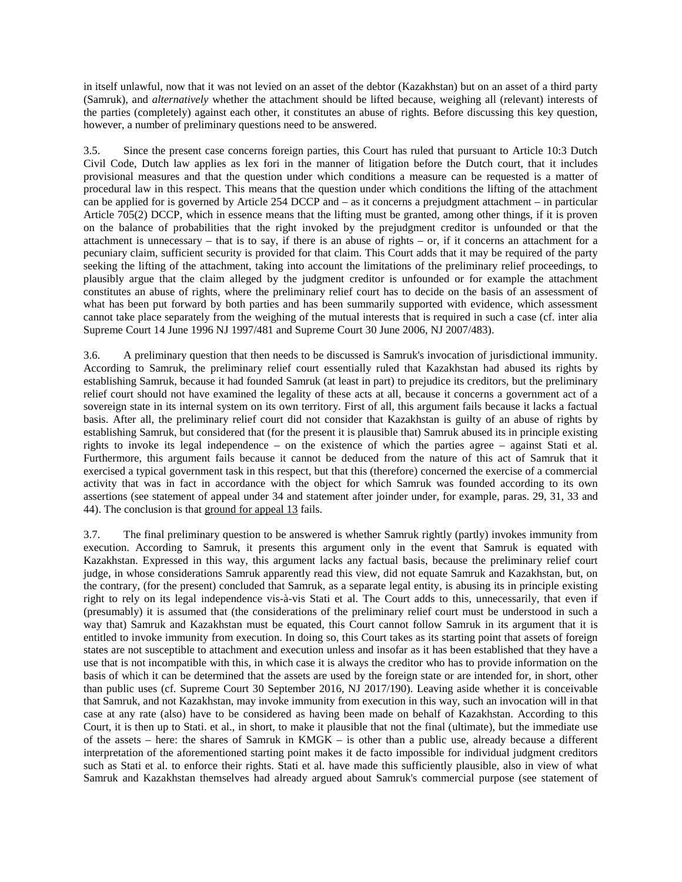in itself unlawful, now that it was not levied on an asset of the debtor (Kazakhstan) but on an asset of a third party (Samruk), and *alternatively* whether the attachment should be lifted because, weighing all (relevant) interests of the parties (completely) against each other, it constitutes an abuse of rights. Before discussing this key question, however, a number of preliminary questions need to be answered.

3.5. Since the present case concerns foreign parties, this Court has ruled that pursuant to Article 10:3 Dutch Civil Code, Dutch law applies as lex fori in the manner of litigation before the Dutch court, that it includes provisional measures and that the question under which conditions a measure can be requested is a matter of procedural law in this respect. This means that the question under which conditions the lifting of the attachment can be applied for is governed by Article 254 DCCP and – as it concerns a prejudgment attachment – in particular Article 705(2) DCCP, which in essence means that the lifting must be granted, among other things, if it is proven on the balance of probabilities that the right invoked by the prejudgment creditor is unfounded or that the attachment is unnecessary – that is to say, if there is an abuse of rights – or, if it concerns an attachment for a pecuniary claim, sufficient security is provided for that claim. This Court adds that it may be required of the party seeking the lifting of the attachment, taking into account the limitations of the preliminary relief proceedings, to plausibly argue that the claim alleged by the judgment creditor is unfounded or for example the attachment constitutes an abuse of rights, where the preliminary relief court has to decide on the basis of an assessment of what has been put forward by both parties and has been summarily supported with evidence, which assessment cannot take place separately from the weighing of the mutual interests that is required in such a case (cf. inter alia Supreme Court 14 June 1996 NJ 1997/481 and Supreme Court 30 June 2006, NJ 2007/483).

3.6. A preliminary question that then needs to be discussed is Samruk's invocation of jurisdictional immunity. According to Samruk, the preliminary relief court essentially ruled that Kazakhstan had abused its rights by establishing Samruk, because it had founded Samruk (at least in part) to prejudice its creditors, but the preliminary relief court should not have examined the legality of these acts at all, because it concerns a government act of a sovereign state in its internal system on its own territory. First of all, this argument fails because it lacks a factual basis. After all, the preliminary relief court did not consider that Kazakhstan is guilty of an abuse of rights by establishing Samruk, but considered that (for the present it is plausible that) Samruk abused its in principle existing rights to invoke its legal independence – on the existence of which the parties agree – against Stati et al. Furthermore, this argument fails because it cannot be deduced from the nature of this act of Samruk that it exercised a typical government task in this respect, but that this (therefore) concerned the exercise of a commercial activity that was in fact in accordance with the object for which Samruk was founded according to its own assertions (see statement of appeal under 34 and statement after joinder under, for example, paras. 29, 31, 33 and 44). The conclusion is that <u>ground for appeal 13</u> fails.

3.7. The final preliminary question to be answered is whether Samruk rightly (partly) invokes immunity from execution. According to Samruk, it presents this argument only in the event that Samruk is equated with Kazakhstan. Expressed in this way, this argument lacks any factual basis, because the preliminary relief court judge, in whose considerations Samruk apparently read this view, did not equate Samruk and Kazakhstan, but, on the contrary, (for the present) concluded that Samruk, as a separate legal entity, is abusing its in principle existing right to rely on its legal independence vis-à-vis Stati et al. The Court adds to this, unnecessarily, that even if (presumably) it is assumed that (the considerations of the preliminary relief court must be understood in such a way that) Samruk and Kazakhstan must be equated, this Court cannot follow Samruk in its argument that it is entitled to invoke immunity from execution. In doing so, this Court takes as its starting point that assets of foreign states are not susceptible to attachment and execution unless and insofar as it has been established that they have a use that is not incompatible with this, in which case it is always the creditor who has to provide information on the basis of which it can be determined that the assets are used by the foreign state or are intended for, in short, other than public uses (cf. Supreme Court 30 September 2016, NJ 2017/190). Leaving aside whether it is conceivable that Samruk, and not Kazakhstan, may invoke immunity from execution in this way, such an invocation will in that case at any rate (also) have to be considered as having been made on behalf of Kazakhstan. According to this Court, it is then up to Stati. et al., in short, to make it plausible that not the final (ultimate), but the immediate use of the assets – here: the shares of Samruk in KMGK – is other than a public use, already because a different interpretation of the aforementioned starting point makes it de facto impossible for individual judgment creditors such as Stati et al. to enforce their rights. Stati et al. have made this sufficiently plausible, also in view of what Samruk and Kazakhstan themselves had already argued about Samruk's commercial purpose (see statement of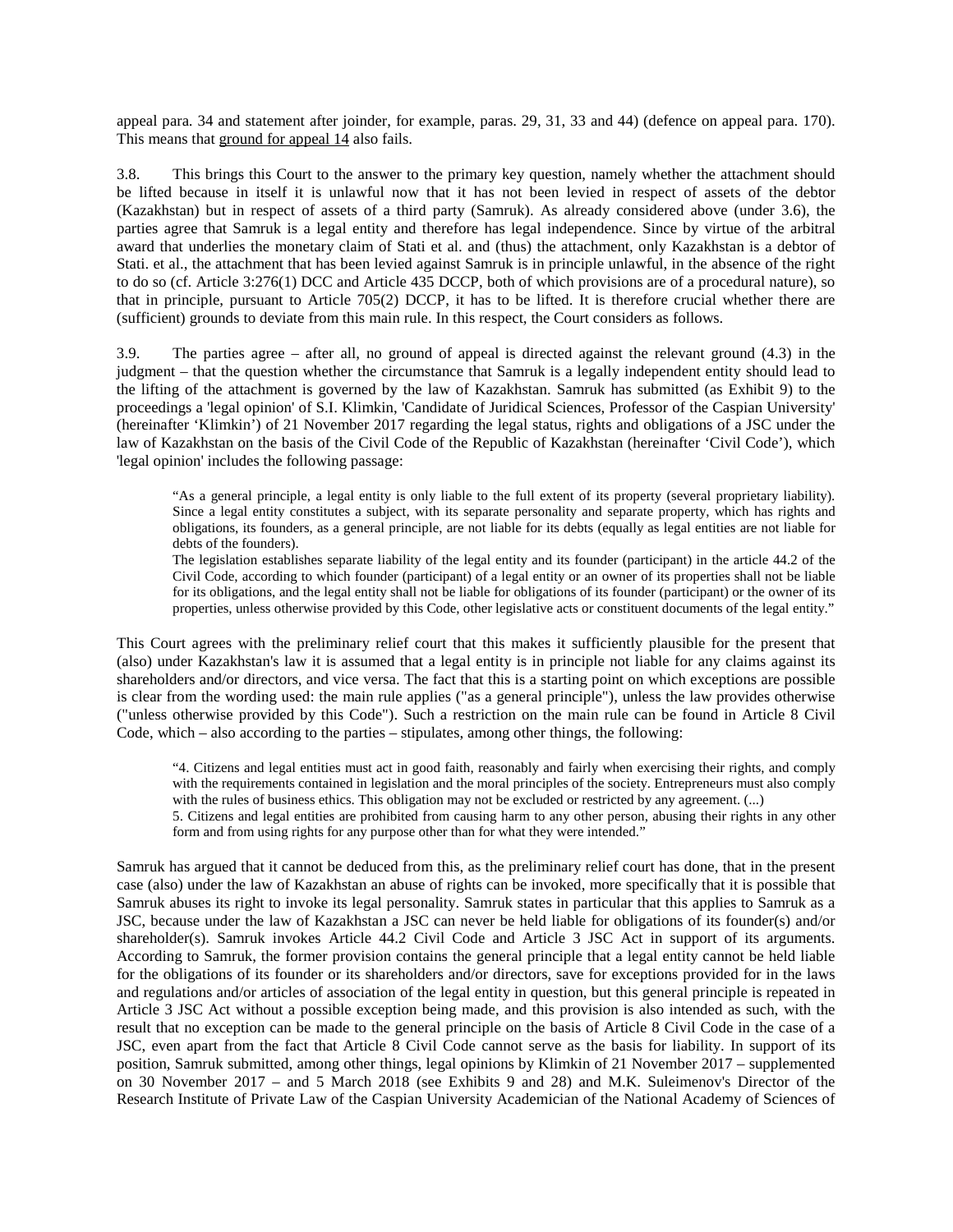appeal para. 34 and statement after joinder, for example, paras. 29, 31, 33 and 44) (defence on appeal para. 170). This means that ground for appeal 14 also fails.

3.8. This brings this Court to the answer to the primary key question, namely whether the attachment should be lifted because in itself it is unlawful now that it has not been levied in respect of assets of the debtor (Kazakhstan) but in respect of assets of a third party (Samruk). As already considered above (under 3.6), the parties agree that Samruk is a legal entity and therefore has legal independence. Since by virtue of the arbitral award that underlies the monetary claim of Stati et al. and (thus) the attachment, only Kazakhstan is a debtor of Stati. et al., the attachment that has been levied against Samruk is in principle unlawful, in the absence of the right to do so (cf. Article 3:276(1) DCC and Article 435 DCCP, both of which provisions are of a procedural nature), so that in principle, pursuant to Article 705(2) DCCP, it has to be lifted. It is therefore crucial whether there are (sufficient) grounds to deviate from this main rule. In this respect, the Court considers as follows.

3.9. The parties agree – after all, no ground of appeal is directed against the relevant ground (4.3) in the judgment – that the question whether the circumstance that Samruk is a legally independent entity should lead to the lifting of the attachment is governed by the law of Kazakhstan. Samruk has submitted (as Exhibit 9) to the proceedings a 'legal opinion' of S.I. Klimkin, 'Candidate of Juridical Sciences, Professor of the Caspian University' (hereinafter 'Klimkin') of 21 November 2017 regarding the legal status, rights and obligations of a JSC under the law of Kazakhstan on the basis of the Civil Code of the Republic of Kazakhstan (hereinafter 'Civil Code'), which 'legal opinion' includes the following passage:

> "As a general principle, a legal entity is only liable to the full extent of its property (several proprietary liability). Since a legal entity constitutes a subject, with its separate personality and separate property, which has rights and obligations, its founders, as a general principle, are not liable for its debts (equally as legal entities are not liable for debts of the founders).
> The legislation establishes separate liability of the legal entity and its founder (participant) in the article 44.2 of the Civil Code, according to which founder (participant) of a legal entity or an owner of its properties shall not be liable for its obligations, and the legal entity shall not be liable for obligations of its founder (participant) or the owner of its properties, unless otherwise provided by this Code, other legislative acts or constituent documents of the legal entity."

This Court agrees with the preliminary relief court that this makes it sufficiently plausible for the present that (also) under Kazakhstan's law it is assumed that a legal entity is in principle not liable for any claims against its shareholders and/or directors, and vice versa. The fact that this is a starting point on which exceptions are possible is clear from the wording used: the main rule applies ("as a general principle"), unless the law provides otherwise ("unless otherwise provided by this Code"). Such a restriction on the main rule can be found in Article 8 Civil Code, which – also according to the parties – stipulates, among other things, the following:

> "4. Citizens and legal entities must act in good faith, reasonably and fairly when exercising their rights, and comply with the requirements contained in legislation and the moral principles of the society. Entrepreneurs must also comply with the rules of business ethics. This obligation may not be excluded or restricted by any agreement. (...)
> 5. Citizens and legal entities are prohibited from causing harm to any other person, abusing their rights in any other form and from using rights for any purpose other than for what they were intended."

Samruk has argued that it cannot be deduced from this, as the preliminary relief court has done, that in the present case (also) under the law of Kazakhstan an abuse of rights can be invoked, more specifically that it is possible that Samruk abuses its right to invoke its legal personality. Samruk states in particular that this applies to Samruk as a JSC, because under the law of Kazakhstan a JSC can never be held liable for obligations of its founder(s) and/or shareholder(s). Samruk invokes Article 44.2 Civil Code and Article 3 JSC Act in support of its arguments. According to Samruk, the former provision contains the general principle that a legal entity cannot be held liable for the obligations of its founder or its shareholders and/or directors, save for exceptions provided for in the laws and regulations and/or articles of association of the legal entity in question, but this general principle is repeated in Article 3 JSC Act without a possible exception being made, and this provision is also intended as such, with the result that no exception can be made to the general principle on the basis of Article 8 Civil Code in the case of a JSC, even apart from the fact that Article 8 Civil Code cannot serve as the basis for liability. In support of its position, Samruk submitted, among other things, legal opinions by Klimkin of 21 November 2017 – supplemented on 30 November 2017 – and 5 March 2018 (see Exhibits 9 and 28) and M.K. Suleimenov's Director of the Research Institute of Private Law of the Caspian University Academician of the National Academy of Sciences of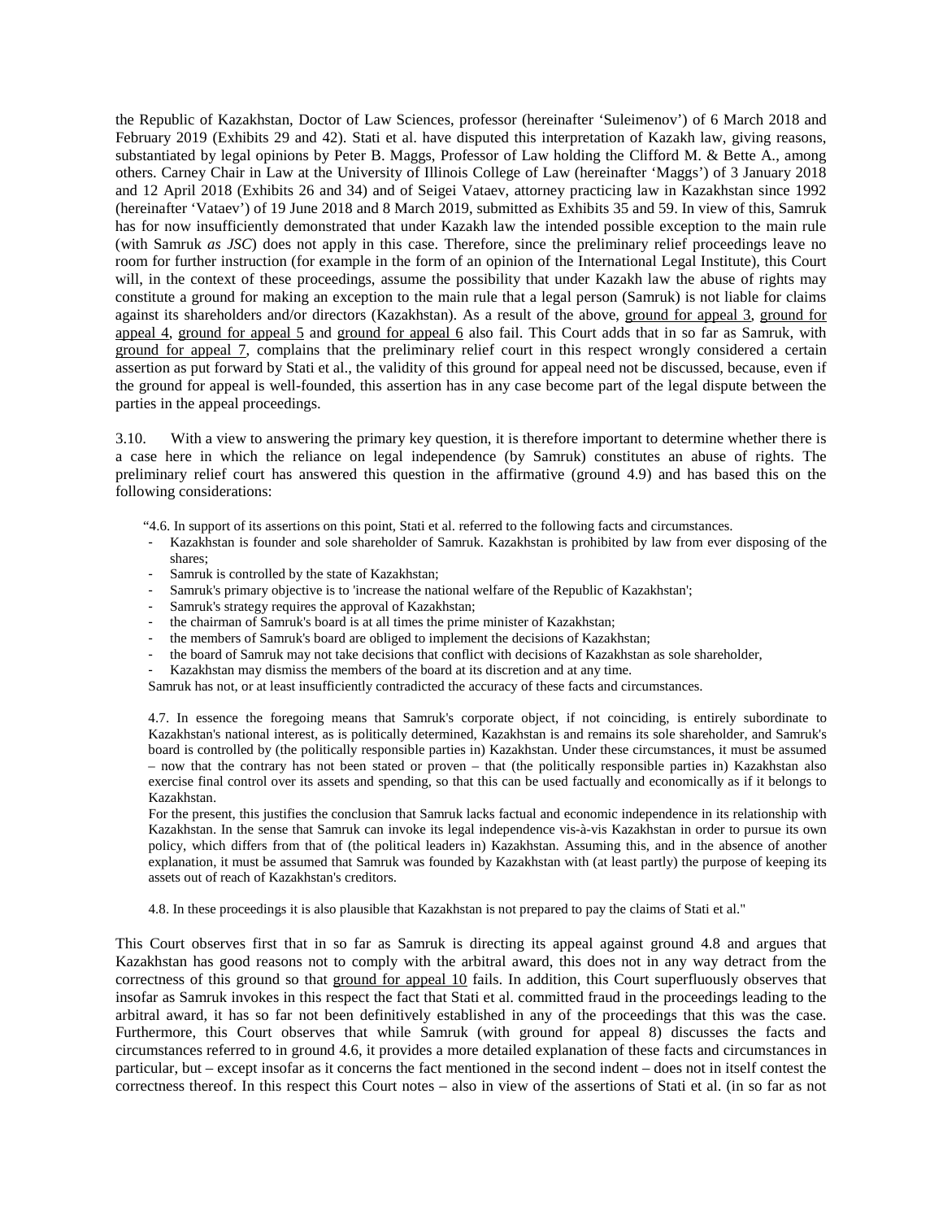the Republic of Kazakhstan, Doctor of Law Sciences, professor (hereinafter 'Suleimenov') of 6 March 2018 and February 2019 (Exhibits 29 and 42). Stati et al. have disputed this interpretation of Kazakh law, giving reasons, substantiated by legal opinions by Peter B. Maggs, Professor of Law holding the Clifford M. & Bette A., among others. Carney Chair in Law at the University of Illinois College of Law (hereinafter 'Maggs') of 3 January 2018 and 12 April 2018 (Exhibits 26 and 34) and of Seigei Vataev, attorney practicing law in Kazakhstan since 1992 (hereinafter 'Vataev') of 19 June 2018 and 8 March 2019, submitted as Exhibits 35 and 59. In view of this, Samruk has for now insufficiently demonstrated that under Kazakh law the intended possible exception to the main rule (with Samruk *as JSC*) does not apply in this case. Therefore, since the preliminary relief proceedings leave no room for further instruction (for example in the form of an opinion of the International Legal Institute), this Court will, in the context of these proceedings, assume the possibility that under Kazakh law the abuse of rights may constitute a ground for making an exception to the main rule that a legal person (Samruk) is not liable for claims against its shareholders and/or directors (Kazakhstan). As a result of the above, ground for appeal 3, ground for appeal 4, ground for appeal 5 and ground for appeal 6 also fail. This Court adds that in so far as Samruk, with ground for appeal 7, complains that the preliminary relief court in this respect wrongly considered a certain assertion as put forward by Stati et al., the validity of this ground for appeal need not be discussed, because, even if the ground for appeal is well-founded, this assertion has in any case become part of the legal dispute between the parties in the appeal proceedings.

3.10. With a view to answering the primary key question, it is therefore important to determine whether there is a case here in which the reliance on legal independence (by Samruk) constitutes an abuse of rights. The preliminary relief court has answered this question in the affirmative (ground 4.9) and has based this on the following considerations:

> "4.6. In support of its assertions on this point, Stati et al. referred to the following facts and circumstances.
> - Kazakhstan is founder and sole shareholder of Samruk. Kazakhstan is prohibited by law from ever disposing of the shares;
> - Samruk is controlled by the state of Kazakhstan;
> - Samruk's primary objective is to 'increase the national welfare of the Republic of Kazakhstan';
> - Samruk's strategy requires the approval of Kazakhstan;
> - the chairman of Samruk's board is at all times the prime minister of Kazakhstan;
> - the members of Samruk's board are obliged to implement the decisions of Kazakhstan;
> - the board of Samruk may not take decisions that conflict with decisions of Kazakhstan as sole shareholder,
> - Kazakhstan may dismiss the members of the board at its discretion and at any time.
>
> Samruk has not, or at least insufficiently contradicted the accuracy of these facts and circumstances.
>
> 4.7. In essence the foregoing means that Samruk's corporate object, if not coinciding, is entirely subordinate to Kazakhstan's national interest, as is politically determined, Kazakhstan is and remains its sole shareholder, and Samruk's board is controlled by (the politically responsible parties in) Kazakhstan. Under these circumstances, it must be assumed – now that the contrary has not been stated or proven – that (the politically responsible parties in) Kazakhstan also exercise final control over its assets and spending, so that this can be used factually and economically as if it belongs to Kazakhstan.
> For the present, this justifies the conclusion that Samruk lacks factual and economic independence in its relationship with Kazakhstan. In the sense that Samruk can invoke its legal independence vis-à-vis Kazakhstan in order to pursue its own policy, which differs from that of (the political leaders in) Kazakhstan. Assuming this, and in the absence of another explanation, it must be assumed that Samruk was founded by Kazakhstan with (at least partly) the purpose of keeping its assets out of reach of Kazakhstan's creditors.
>
> 4.8. In these proceedings it is also plausible that Kazakhstan is not prepared to pay the claims of Stati et al."

This Court observes first that in so far as Samruk is directing its appeal against ground 4.8 and argues that Kazakhstan has good reasons not to comply with the arbitral award, this does not in any way detract from the correctness of this ground so that ground for appeal 10 fails. In addition, this Court superfluously observes that insofar as Samruk invokes in this respect the fact that Stati et al. committed fraud in the proceedings leading to the arbitral award, it has so far not been definitively established in any of the proceedings that this was the case. Furthermore, this Court observes that while Samruk (with ground for appeal 8) discusses the facts and circumstances referred to in ground 4.6, it provides a more detailed explanation of these facts and circumstances in particular, but – except insofar as it concerns the fact mentioned in the second indent – does not in itself contest the correctness thereof. In this respect this Court notes – also in view of the assertions of Stati et al. (in so far as not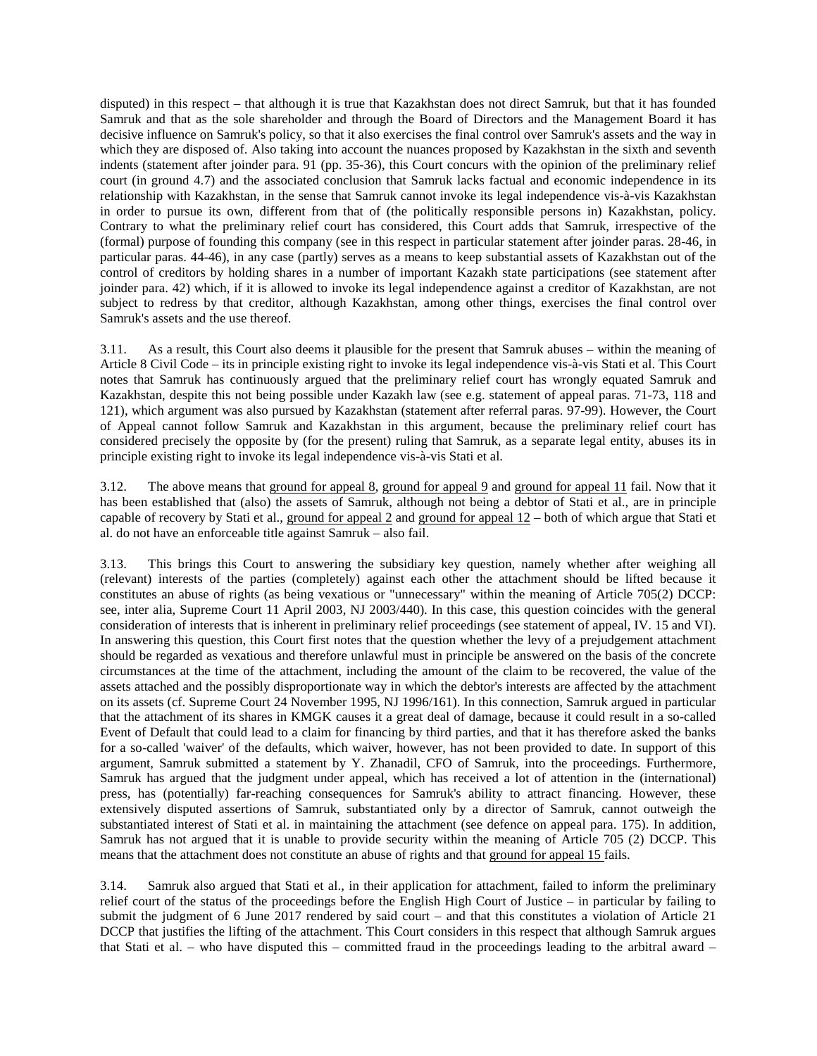disputed) in this respect – that although it is true that Kazakhstan does not direct Samruk, but that it has founded Samruk and that as the sole shareholder and through the Board of Directors and the Management Board it has decisive influence on Samruk's policy, so that it also exercises the final control over Samruk's assets and the way in which they are disposed of. Also taking into account the nuances proposed by Kazakhstan in the sixth and seventh indents (statement after joinder para. 91 (pp. 35-36), this Court concurs with the opinion of the preliminary relief court (in ground 4.7) and the associated conclusion that Samruk lacks factual and economic independence in its relationship with Kazakhstan, in the sense that Samruk cannot invoke its legal independence vis-à-vis Kazakhstan in order to pursue its own, different from that of (the politically responsible persons in) Kazakhstan, policy. Contrary to what the preliminary relief court has considered, this Court adds that Samruk, irrespective of the (formal) purpose of founding this company (see in this respect in particular statement after joinder paras. 28-46, in particular paras. 44-46), in any case (partly) serves as a means to keep substantial assets of Kazakhstan out of the control of creditors by holding shares in a number of important Kazakh state participations (see statement after joinder para. 42) which, if it is allowed to invoke its legal independence against a creditor of Kazakhstan, are not subject to redress by that creditor, although Kazakhstan, among other things, exercises the final control over Samruk's assets and the use thereof.

3.11. As a result, this Court also deems it plausible for the present that Samruk abuses – within the meaning of Article 8 Civil Code – its in principle existing right to invoke its legal independence vis-à-vis Stati et al. This Court notes that Samruk has continuously argued that the preliminary relief court has wrongly equated Samruk and Kazakhstan, despite this not being possible under Kazakh law (see e.g. statement of appeal paras. 71-73, 118 and 121), which argument was also pursued by Kazakhstan (statement after referral paras. 97-99). However, the Court of Appeal cannot follow Samruk and Kazakhstan in this argument, because the preliminary relief court has considered precisely the opposite by (for the present) ruling that Samruk, as a separate legal entity, abuses its in principle existing right to invoke its legal independence vis-à-vis Stati et al.

3.12. The above means that ground for appeal 8, ground for appeal 9 and ground for appeal 11 fail. Now that it has been established that (also) the assets of Samruk, although not being a debtor of Stati et al., are in principle capable of recovery by Stati et al., ground for appeal 2 and ground for appeal 12 – both of which argue that Stati et al. do not have an enforceable title against Samruk – also fail.

3.13. This brings this Court to answering the subsidiary key question, namely whether after weighing all (relevant) interests of the parties (completely) against each other the attachment should be lifted because it constitutes an abuse of rights (as being vexatious or "unnecessary" within the meaning of Article 705(2) DCCP: see, inter alia, Supreme Court 11 April 2003, NJ 2003/440). In this case, this question coincides with the general consideration of interests that is inherent in preliminary relief proceedings (see statement of appeal, IV. 15 and VI). In answering this question, this Court first notes that the question whether the levy of a prejudgement attachment should be regarded as vexatious and therefore unlawful must in principle be answered on the basis of the concrete circumstances at the time of the attachment, including the amount of the claim to be recovered, the value of the assets attached and the possibly disproportionate way in which the debtor's interests are affected by the attachment on its assets (cf. Supreme Court 24 November 1995, NJ 1996/161). In this connection, Samruk argued in particular that the attachment of its shares in KMGK causes it a great deal of damage, because it could result in a so-called Event of Default that could lead to a claim for financing by third parties, and that it has therefore asked the banks for a so-called 'waiver' of the defaults, which waiver, however, has not been provided to date. In support of this argument, Samruk submitted a statement by Y. Zhanadil, CFO of Samruk, into the proceedings. Furthermore, Samruk has argued that the judgment under appeal, which has received a lot of attention in the (international) press, has (potentially) far-reaching consequences for Samruk's ability to attract financing. However, these extensively disputed assertions of Samruk, substantiated only by a director of Samruk, cannot outweigh the substantiated interest of Stati et al. in maintaining the attachment (see defence on appeal para. 175). In addition, Samruk has not argued that it is unable to provide security within the meaning of Article 705 (2) DCCP. This means that the attachment does not constitute an abuse of rights and that ground for appeal 15 fails.

3.14. Samruk also argued that Stati et al., in their application for attachment, failed to inform the preliminary relief court of the status of the proceedings before the English High Court of Justice – in particular by failing to submit the judgment of 6 June 2017 rendered by said court – and that this constitutes a violation of Article 21 DCCP that justifies the lifting of the attachment. This Court considers in this respect that although Samruk argues that Stati et al. – who have disputed this – committed fraud in the proceedings leading to the arbitral award –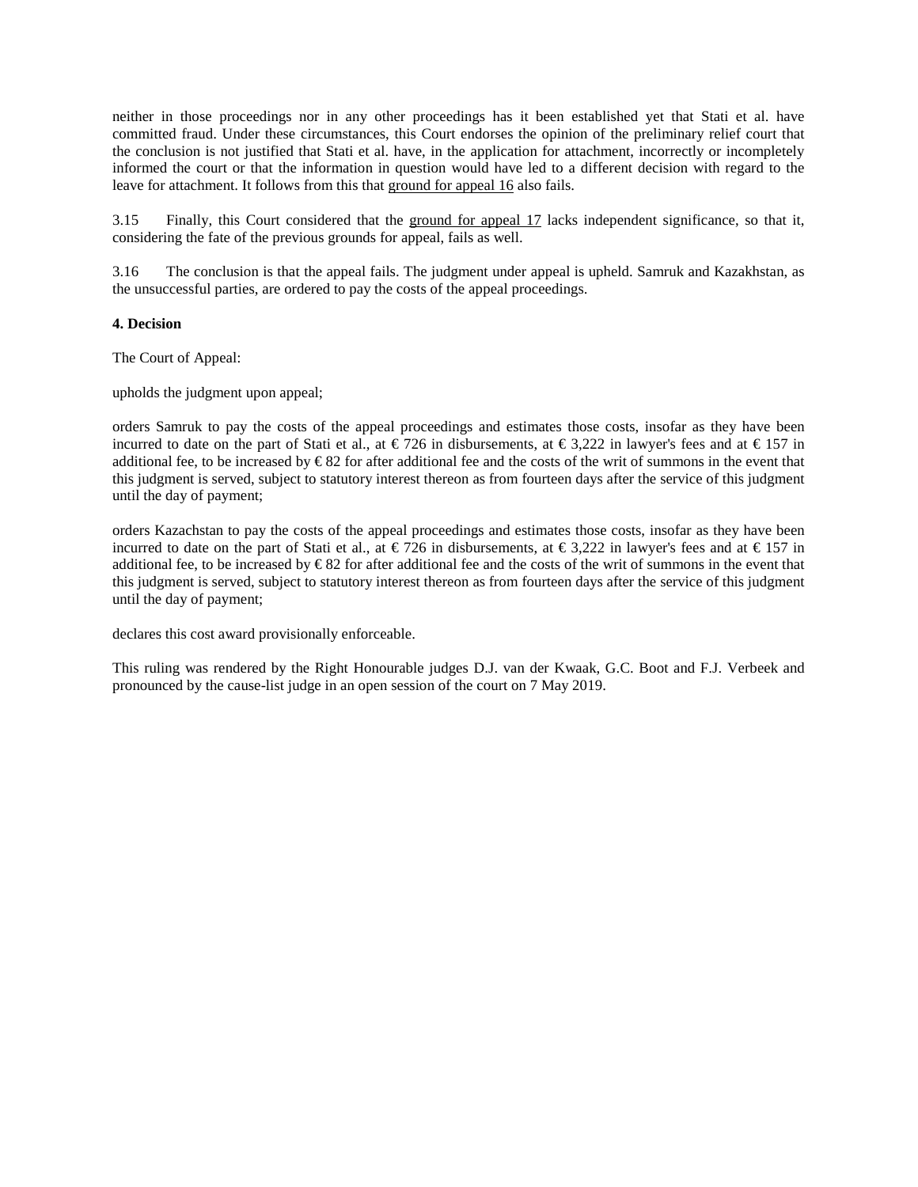neither in those proceedings nor in any other proceedings has it been established yet that Stati et al. have committed fraud. Under these circumstances, this Court endorses the opinion of the preliminary relief court that the conclusion is not justified that Stati et al. have, in the application for attachment, incorrectly or incompletely informed the court or that the information in question would have led to a different decision with regard to the leave for attachment. It follows from this that ground for appeal 16 also fails.

3.15 Finally, this Court considered that the ground for appeal 17 lacks independent significance, so that it, considering the fate of the previous grounds for appeal, fails as well.

3.16 The conclusion is that the appeal fails. The judgment under appeal is upheld. Samruk and Kazakhstan, as the unsuccessful parties, are ordered to pay the costs of the appeal proceedings.

**4. Decision**

The Court of Appeal:

upholds the judgment upon appeal;

orders Samruk to pay the costs of the appeal proceedings and estimates those costs, insofar as they have been incurred to date on the part of Stati et al., at € 726 in disbursements, at € 3,222 in lawyer's fees and at € 157 in additional fee, to be increased by € 82 for after additional fee and the costs of the writ of summons in the event that this judgment is served, subject to statutory interest thereon as from fourteen days after the service of this judgment until the day of payment;

orders Kazachstan to pay the costs of the appeal proceedings and estimates those costs, insofar as they have been incurred to date on the part of Stati et al., at € 726 in disbursements, at € 3,222 in lawyer's fees and at € 157 in additional fee, to be increased by € 82 for after additional fee and the costs of the writ of summons in the event that this judgment is served, subject to statutory interest thereon as from fourteen days after the service of this judgment until the day of payment;

declares this cost award provisionally enforceable.

This ruling was rendered by the Right Honourable judges D.J. van der Kwaak, G.C. Boot and F.J. Verbeek and pronounced by the cause-list judge in an open session of the court on 7 May 2019.